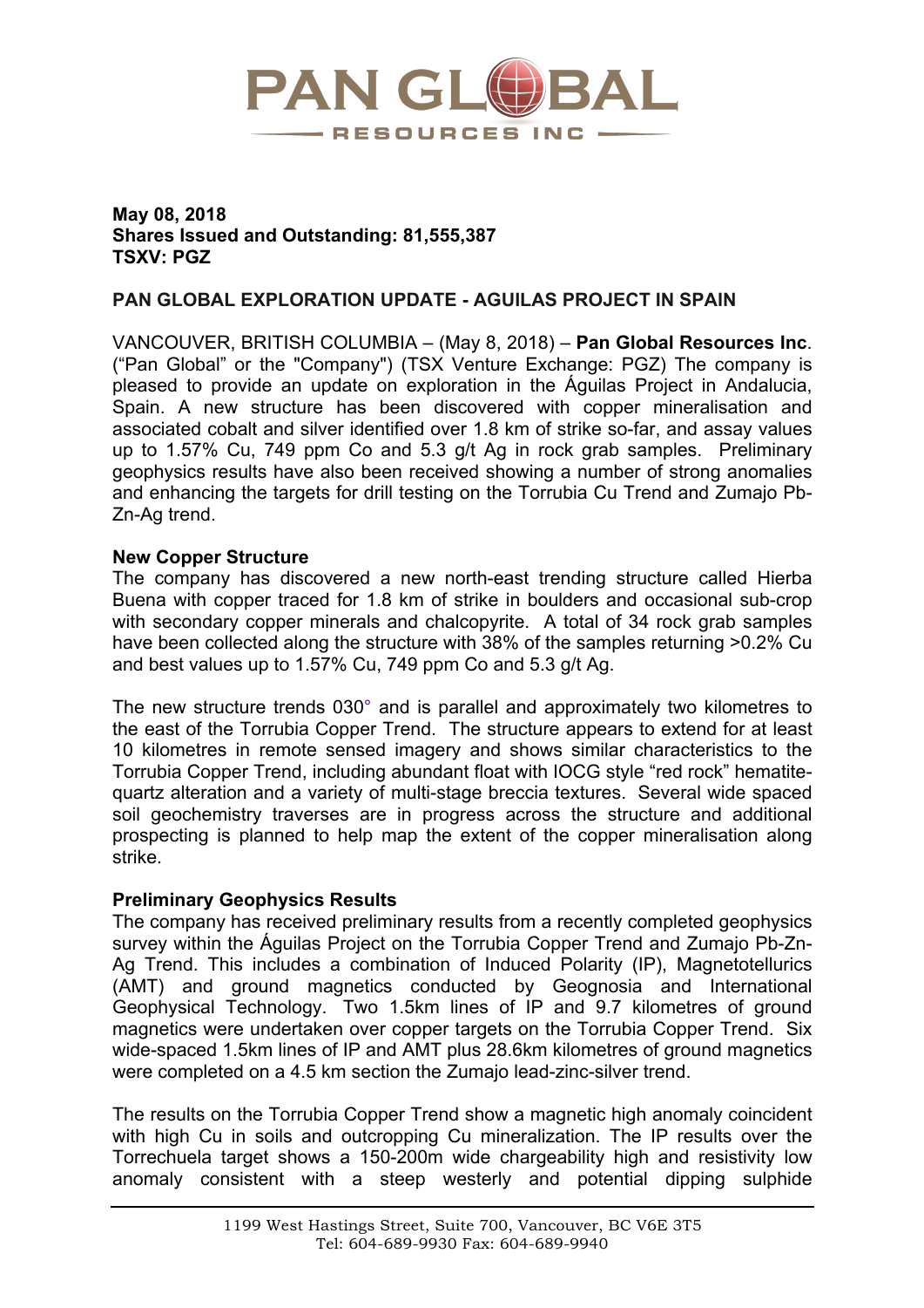**May 08, 2018**
**Shares Issued and Outstanding: 81,555,387**
**TSXV: PGZ**

## PAN GLOBAL EXPLORATION UPDATE - AGUILAS PROJECT IN SPAIN

VANCOUVER, BRITISH COLUMBIA – (May 8, 2018) – **Pan Global Resources Inc**. ("Pan Global" or the "Company") (TSX Venture Exchange: PGZ) The company is pleased to provide an update on exploration in the Águilas Project in Andalucia, Spain. A new structure has been discovered with copper mineralisation and associated cobalt and silver identified over 1.8 km of strike so-far, and assay values up to 1.57% Cu, 749 ppm Co and 5.3 g/t Ag in rock grab samples. Preliminary geophysics results have also been received showing a number of strong anomalies and enhancing the targets for drill testing on the Torrubia Cu Trend and Zumajo Pb-Zn-Ag trend.

### New Copper Structure

The company has discovered a new north-east trending structure called Hierba Buena with copper traced for 1.8 km of strike in boulders and occasional sub-crop with secondary copper minerals and chalcopyrite. A total of 34 rock grab samples have been collected along the structure with 38% of the samples returning >0.2% Cu and best values up to 1.57% Cu, 749 ppm Co and 5.3 g/t Ag.

The new structure trends 030° and is parallel and approximately two kilometres to the east of the Torrubia Copper Trend. The structure appears to extend for at least 10 kilometres in remote sensed imagery and shows similar characteristics to the Torrubia Copper Trend, including abundant float with IOCG style "red rock" hematite-quartz alteration and a variety of multi-stage breccia textures. Several wide spaced soil geochemistry traverses are in progress across the structure and additional prospecting is planned to help map the extent of the copper mineralisation along strike.

### Preliminary Geophysics Results

The company has received preliminary results from a recently completed geophysics survey within the Águilas Project on the Torrubia Copper Trend and Zumajo Pb-Zn-Ag Trend. This includes a combination of Induced Polarity (IP), Magnetotellurics (AMT) and ground magnetics conducted by Geognosia and International Geophysical Technology. Two 1.5km lines of IP and 9.7 kilometres of ground magnetics were undertaken over copper targets on the Torrubia Copper Trend. Six wide-spaced 1.5km lines of IP and AMT plus 28.6km kilometres of ground magnetics were completed on a 4.5 km section the Zumajo lead-zinc-silver trend.

The results on the Torrubia Copper Trend show a magnetic high anomaly coincident with high Cu in soils and outcropping Cu mineralization. The IP results over the Torrechuela target shows a 150-200m wide chargeability high and resistivity low anomaly consistent with a steep westerly and potential dipping sulphide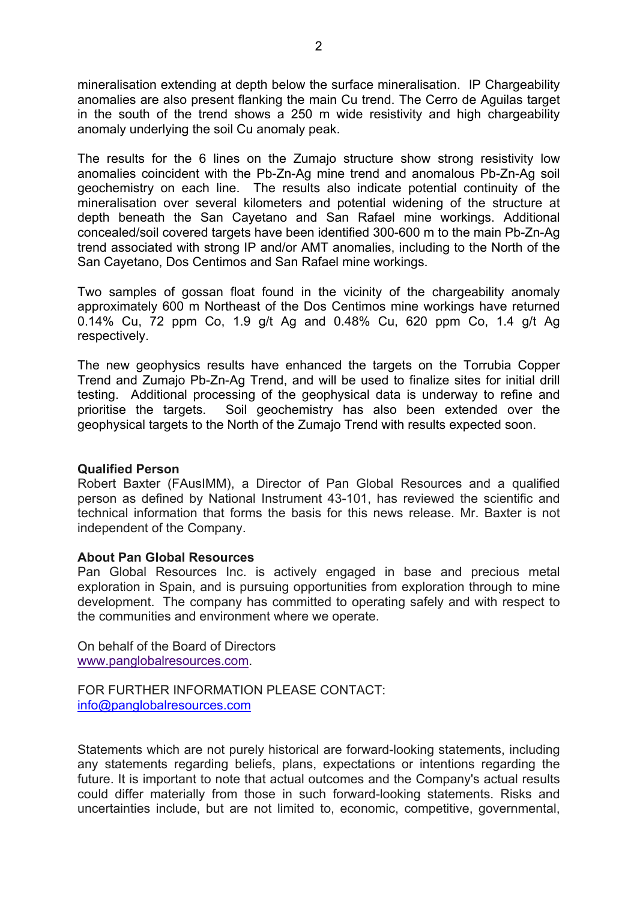mineralisation extending at depth below the surface mineralisation. IP Chargeability anomalies are also present flanking the main Cu trend. The Cerro de Aguilas target in the south of the trend shows a 250 m wide resistivity and high chargeability anomaly underlying the soil Cu anomaly peak.

The results for the 6 lines on the Zumajo structure show strong resistivity low anomalies coincident with the Pb-Zn-Ag mine trend and anomalous Pb-Zn-Ag soil geochemistry on each line. The results also indicate potential continuity of the mineralisation over several kilometers and potential widening of the structure at depth beneath the San Cayetano and San Rafael mine workings. Additional concealed/soil covered targets have been identified 300-600 m to the main Pb-Zn-Ag trend associated with strong IP and/or AMT anomalies, including to the North of the San Cayetano, Dos Centimos and San Rafael mine workings.

Two samples of gossan float found in the vicinity of the chargeability anomaly approximately 600 m Northeast of the Dos Centimos mine workings have returned 0.14% Cu, 72 ppm Co, 1.9 g/t Ag and 0.48% Cu, 620 ppm Co, 1.4 g/t Ag respectively.

The new geophysics results have enhanced the targets on the Torrubia Copper Trend and Zumajo Pb-Zn-Ag Trend, and will be used to finalize sites for initial drill testing. Additional processing of the geophysical data is underway to refine and prioritise the targets. Soil geochemistry has also been extended over the geophysical targets to the North of the Zumajo Trend with results expected soon.

**Qualified Person**
Robert Baxter (FAusIMM), a Director of Pan Global Resources and a qualified person as defined by National Instrument 43-101, has reviewed the scientific and technical information that forms the basis for this news release. Mr. Baxter is not independent of the Company.

**About Pan Global Resources**
Pan Global Resources Inc. is actively engaged in base and precious metal exploration in Spain, and is pursuing opportunities from exploration through to mine development. The company has committed to operating safely and with respect to the communities and environment where we operate.

On behalf of the Board of Directors
www.panglobalresources.com.

FOR FURTHER INFORMATION PLEASE CONTACT:
info@panglobalresources.com

Statements which are not purely historical are forward-looking statements, including any statements regarding beliefs, plans, expectations or intentions regarding the future. It is important to note that actual outcomes and the Company's actual results could differ materially from those in such forward-looking statements. Risks and uncertainties include, but are not limited to, economic, competitive, governmental,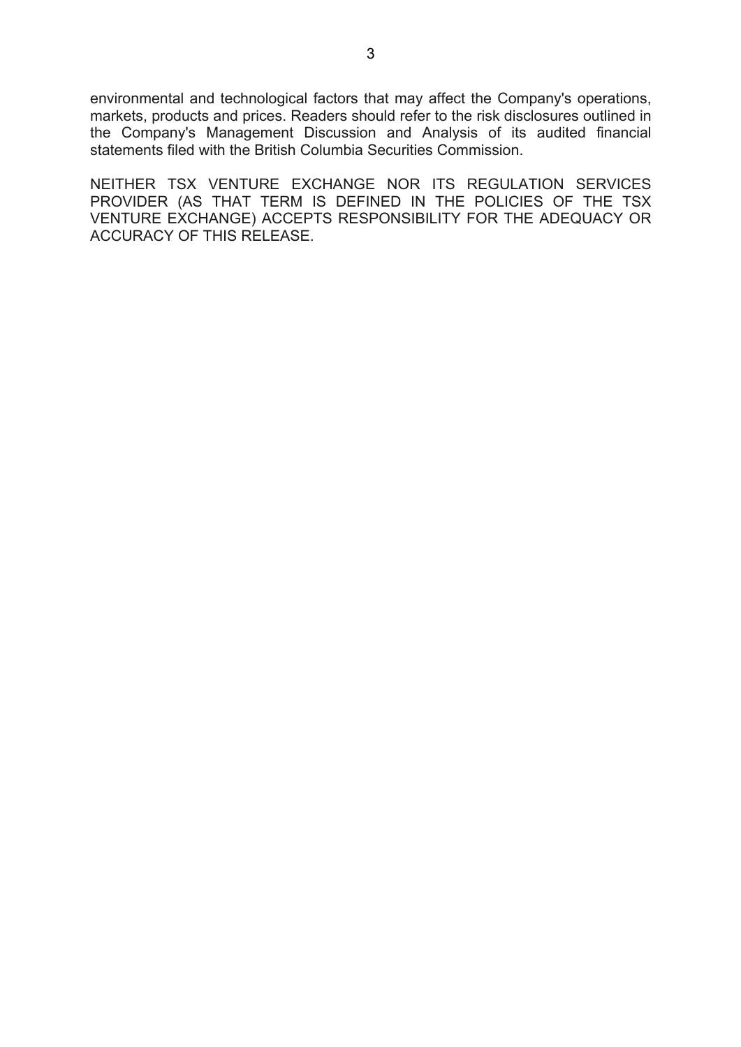environmental and technological factors that may affect the Company's operations, markets, products and prices. Readers should refer to the risk disclosures outlined in the Company's Management Discussion and Analysis of its audited financial statements filed with the British Columbia Securities Commission.

NEITHER TSX VENTURE EXCHANGE NOR ITS REGULATION SERVICES PROVIDER (AS THAT TERM IS DEFINED IN THE POLICIES OF THE TSX VENTURE EXCHANGE) ACCEPTS RESPONSIBILITY FOR THE ADEQUACY OR ACCURACY OF THIS RELEASE.